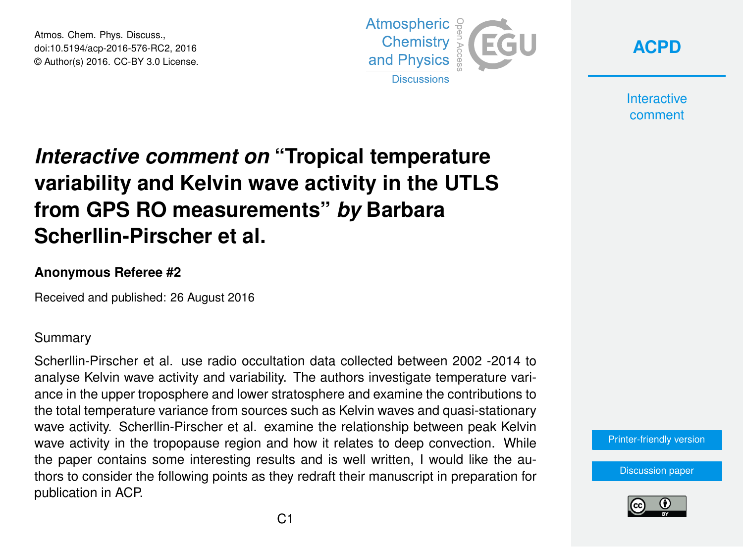# *Interactive comment on* "Tropical temperature variability and Kelvin wave activity in the UTLS from GPS RO measurements" *by* Barbara Scherllin-Pirscher et al.

**Anonymous Referee #2**

Received and published: 26 August 2016

Summary

Scherllin-Pirscher et al. use radio occultation data collected between 2002 -2014 to analyse Kelvin wave activity and variability. The authors investigate temperature variance in the upper troposphere and lower stratosphere and examine the contributions to the total temperature variance from sources such as Kelvin waves and quasi-stationary wave activity. Scherllin-Pirscher et al. examine the relationship between peak Kelvin wave activity in the tropopause region and how it relates to deep convection. While the paper contains some interesting results and is well written, I would like the authors to consider the following points as they redraft their manuscript in preparation for publication in ACP.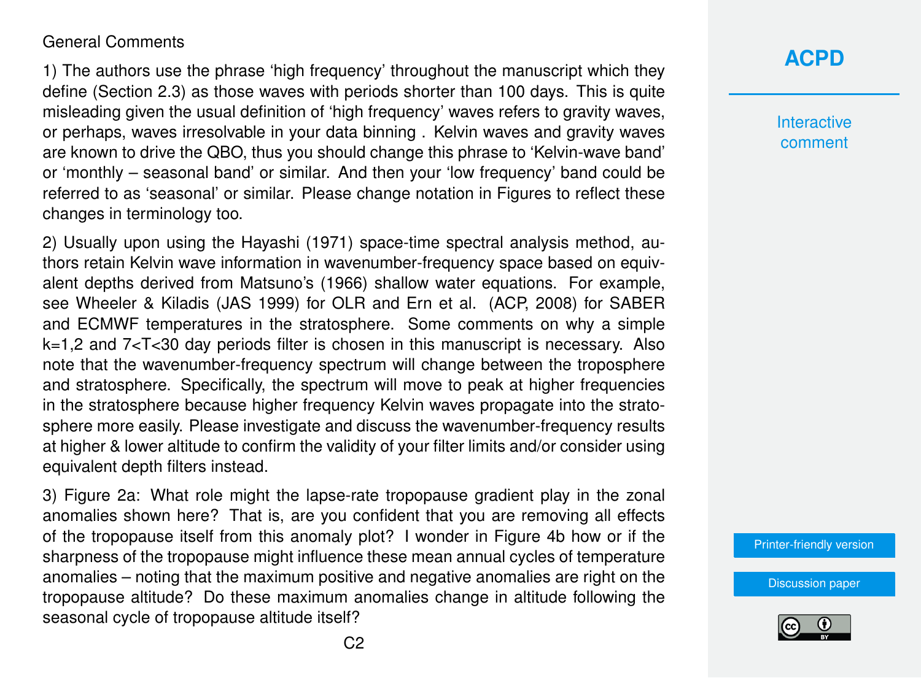General Comments

1) The authors use the phrase ‘high frequency’ throughout the manuscript which they define (Section 2.3) as those waves with periods shorter than 100 days. This is quite misleading given the usual definition of ‘high frequency’ waves refers to gravity waves, or perhaps, waves irresolvable in your data binning . Kelvin waves and gravity waves are known to drive the QBO, thus you should change this phrase to ‘Kelvin-wave band’ or ‘monthly – seasonal band’ or similar. And then your ‘low frequency’ band could be referred to as ‘seasonal’ or similar. Please change notation in Figures to reflect these changes in terminology too.

2) Usually upon using the Hayashi (1971) space-time spectral analysis method, authors retain Kelvin wave information in wavenumber-frequency space based on equivalent depths derived from Matsuno’s (1966) shallow water equations. For example, see Wheeler & Kiladis (JAS 1999) for OLR and Ern et al. (ACP, 2008) for SABER and ECMWF temperatures in the stratosphere. Some comments on why a simple k=1,2 and 7<T<30 day periods filter is chosen in this manuscript is necessary. Also note that the wavenumber-frequency spectrum will change between the troposphere and stratosphere. Specifically, the spectrum will move to peak at higher frequencies in the stratosphere because higher frequency Kelvin waves propagate into the stratosphere more easily. Please investigate and discuss the wavenumber-frequency results at higher & lower altitude to confirm the validity of your filter limits and/or consider using equivalent depth filters instead.

3) Figure 2a: What role might the lapse-rate tropopause gradient play in the zonal anomalies shown here? That is, are you confident that you are removing all effects of the tropopause itself from this anomaly plot? I wonder in Figure 4b how or if the sharpness of the tropopause might influence these mean annual cycles of temperature anomalies – noting that the maximum positive and negative anomalies are right on the tropopause altitude? Do these maximum anomalies change in altitude following the seasonal cycle of tropopause altitude itself?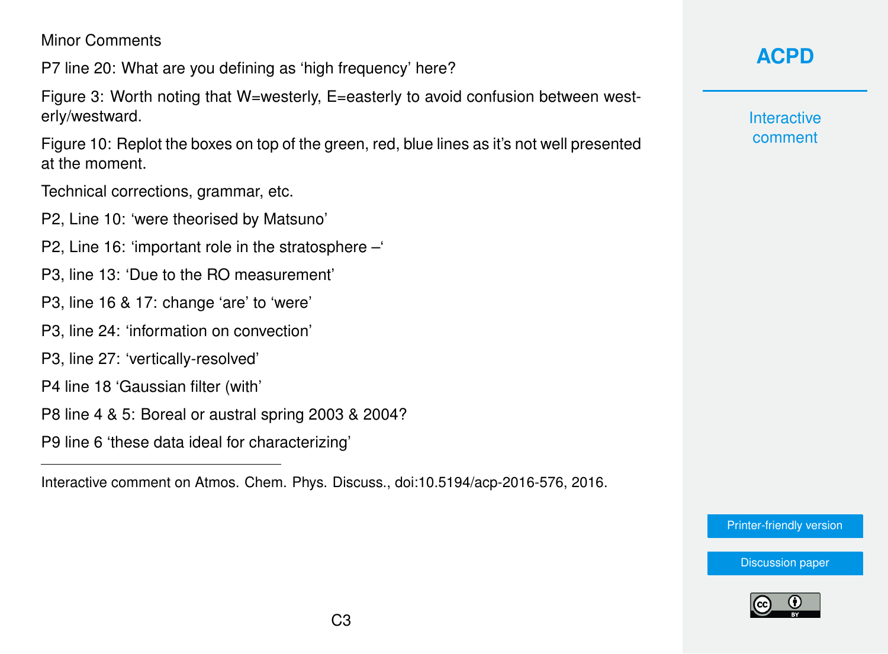Minor Comments

P7 line 20: What are you defining as 'high frequency' here?

Figure 3: Worth noting that W=westerly, E=easterly to avoid confusion between westerly/westward.

Figure 10: Replot the boxes on top of the green, red, blue lines as it's not well presented at the moment.

Technical corrections, grammar, etc.

P2, Line 10: 'were theorised by Matsuno'

P2, Line 16: 'important role in the stratosphere –'

P3, line 13: 'Due to the RO measurement'

P3, line 16 & 17: change 'are' to 'were'

P3, line 24: 'information on convection'

P3, line 27: 'vertically-resolved'

P4 line 18 'Gaussian filter (with'

P8 line 4 & 5: Boreal or austral spring 2003 & 2004?

P9 line 6 'these data ideal for characterizing'

---

Interactive comment on Atmos. Chem. Phys. Discuss., doi:10.5194/acp-2016-576, 2016.